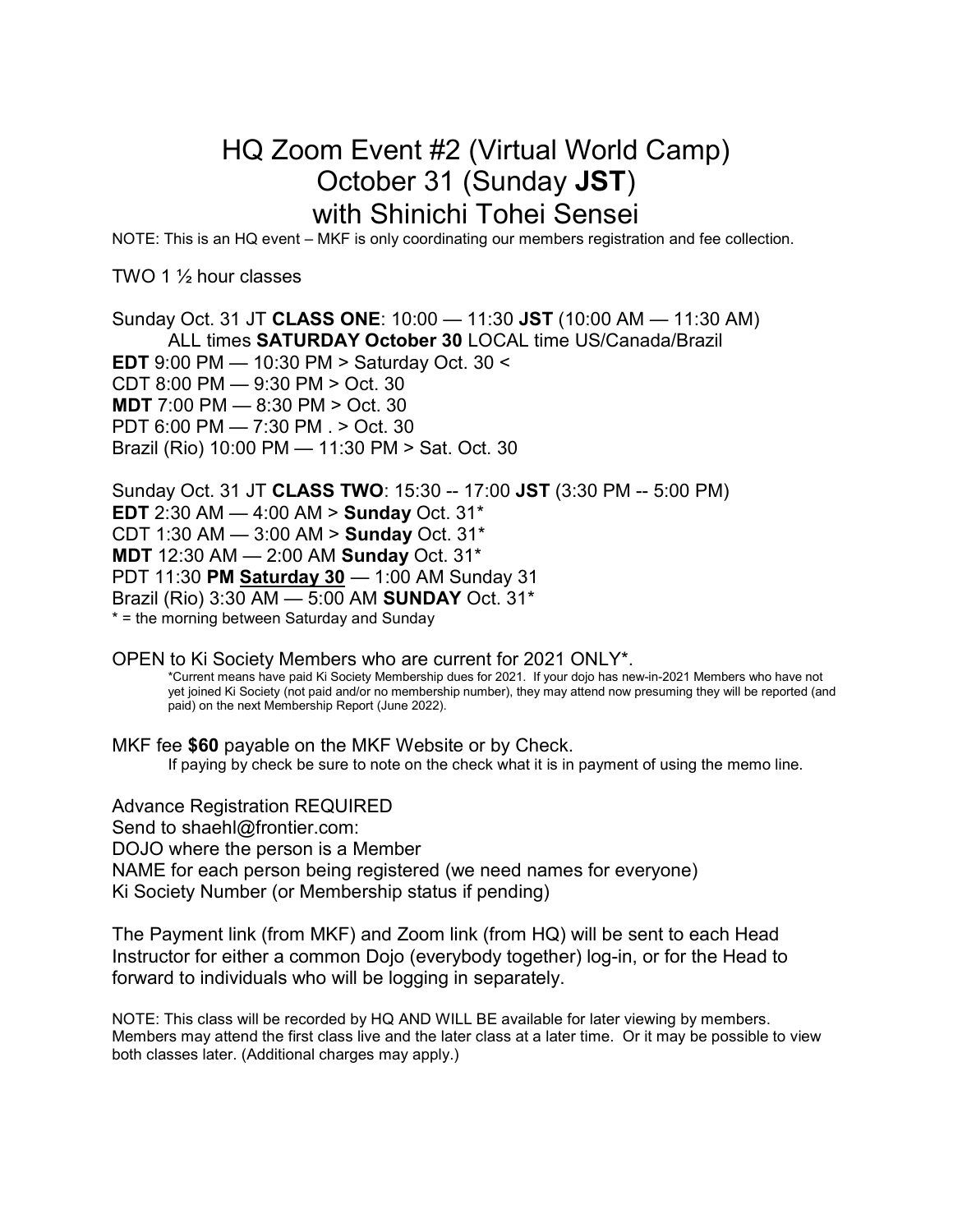# HQ Zoom Event #2 (Virtual World Camp) October 31 (Sunday **JST**) with Shinichi Tohei Sensei

NOTE: This is an HQ event – MKF is only coordinating our members registration and fee collection.

TWO 1 ½ hour classes

Sunday Oct. 31 JT **CLASS ONE**: 10:00 — 11:30 **JST** (10:00 AM — 11:30 AM)
ALL times **SATURDAY October 30** LOCAL time US/Canada/Brazil
**EDT** 9:00 PM — 10:30 PM > Saturday Oct. 30 <
CDT 8:00 PM — 9:30 PM > Oct. 30
**MDT** 7:00 PM — 8:30 PM > Oct. 30
PDT 6:00 PM — 7:30 PM . > Oct. 30
Brazil (Rio) 10:00 PM — 11:30 PM > Sat. Oct. 30

Sunday Oct. 31 JT **CLASS TWO**: 15:30 -- 17:00 **JST** (3:30 PM -- 5:00 PM)
**EDT** 2:30 AM — 4:00 AM > **Sunday** Oct. 31*
CDT 1:30 AM — 3:00 AM > **Sunday** Oct. 31*
**MDT** 12:30 AM — 2:00 AM **Sunday** Oct. 31*
PDT 11:30 **PM <u>Saturday 30</u>** — 1:00 AM Sunday 31
Brazil (Rio) 3:30 AM — 5:00 AM **SUNDAY** Oct. 31*
* = the morning between Saturday and Sunday

OPEN to Ki Society Members who are current for 2021 ONLY*.

*Current means have paid Ki Society Membership dues for 2021. If your dojo has new-in-2021 Members who have not yet joined Ki Society (not paid and/or no membership number), they may attend now presuming they will be reported (and paid) on the next Membership Report (June 2022).

MKF fee **$60** payable on the MKF Website or by Check.

If paying by check be sure to note on the check what it is in payment of using the memo line.

Advance Registration REQUIRED
Send to shaehl@frontier.com:
DOJO where the person is a Member
NAME for each person being registered (we need names for everyone)
Ki Society Number (or Membership status if pending)

The Payment link (from MKF) and Zoom link (from HQ) will be sent to each Head Instructor for either a common Dojo (everybody together) log-in, or for the Head to forward to individuals who will be logging in separately.

NOTE: This class will be recorded by HQ AND WILL BE available for later viewing by members. Members may attend the first class live and the later class at a later time. Or it may be possible to view both classes later. (Additional charges may apply.)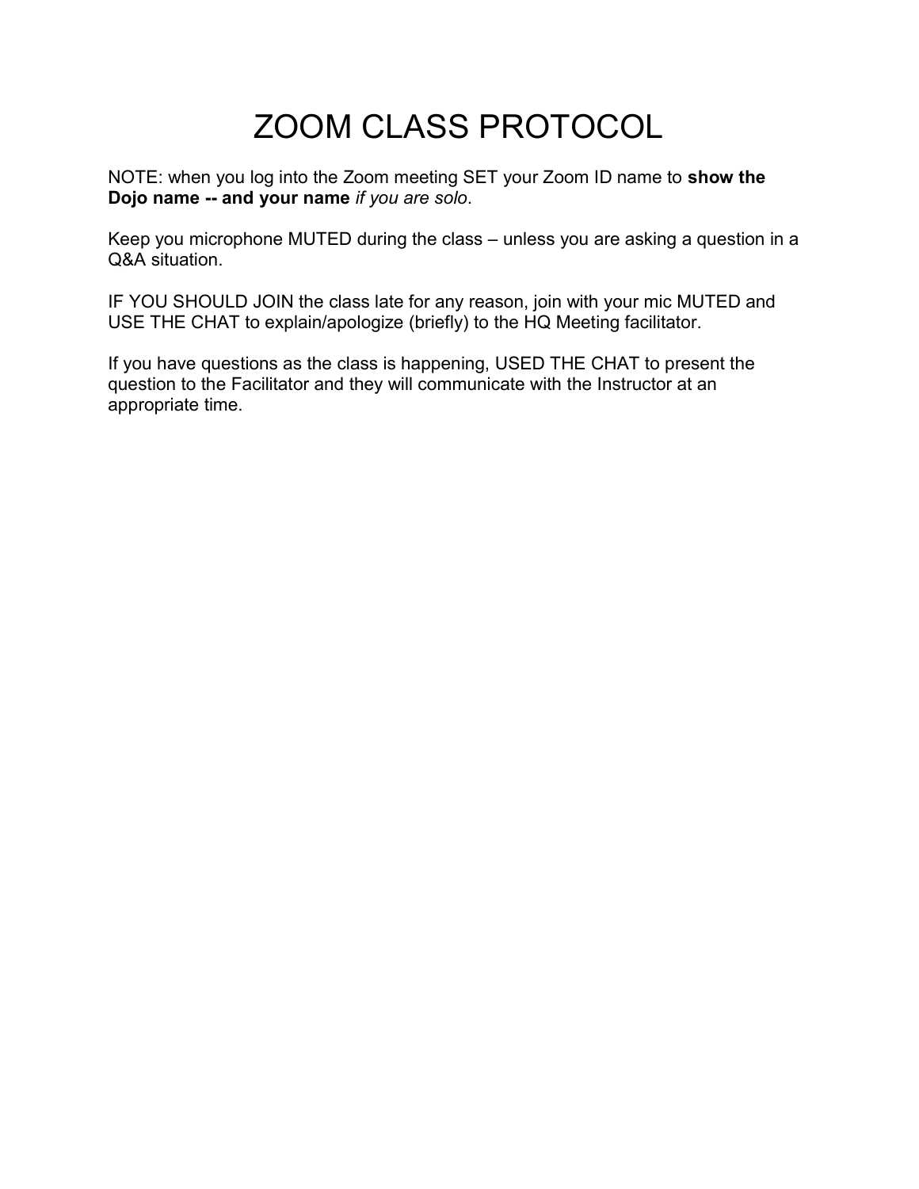# ZOOM CLASS PROTOCOL

NOTE: when you log into the Zoom meeting SET your Zoom ID name to **show the Dojo name -- and your name** *if you are solo*.

Keep you microphone MUTED during the class – unless you are asking a question in a Q&A situation.

IF YOU SHOULD JOIN the class late for any reason, join with your mic MUTED and USE THE CHAT to explain/apologize (briefly) to the HQ Meeting facilitator.

If you have questions as the class is happening, USED THE CHAT to present the question to the Facilitator and they will communicate with the Instructor at an appropriate time.